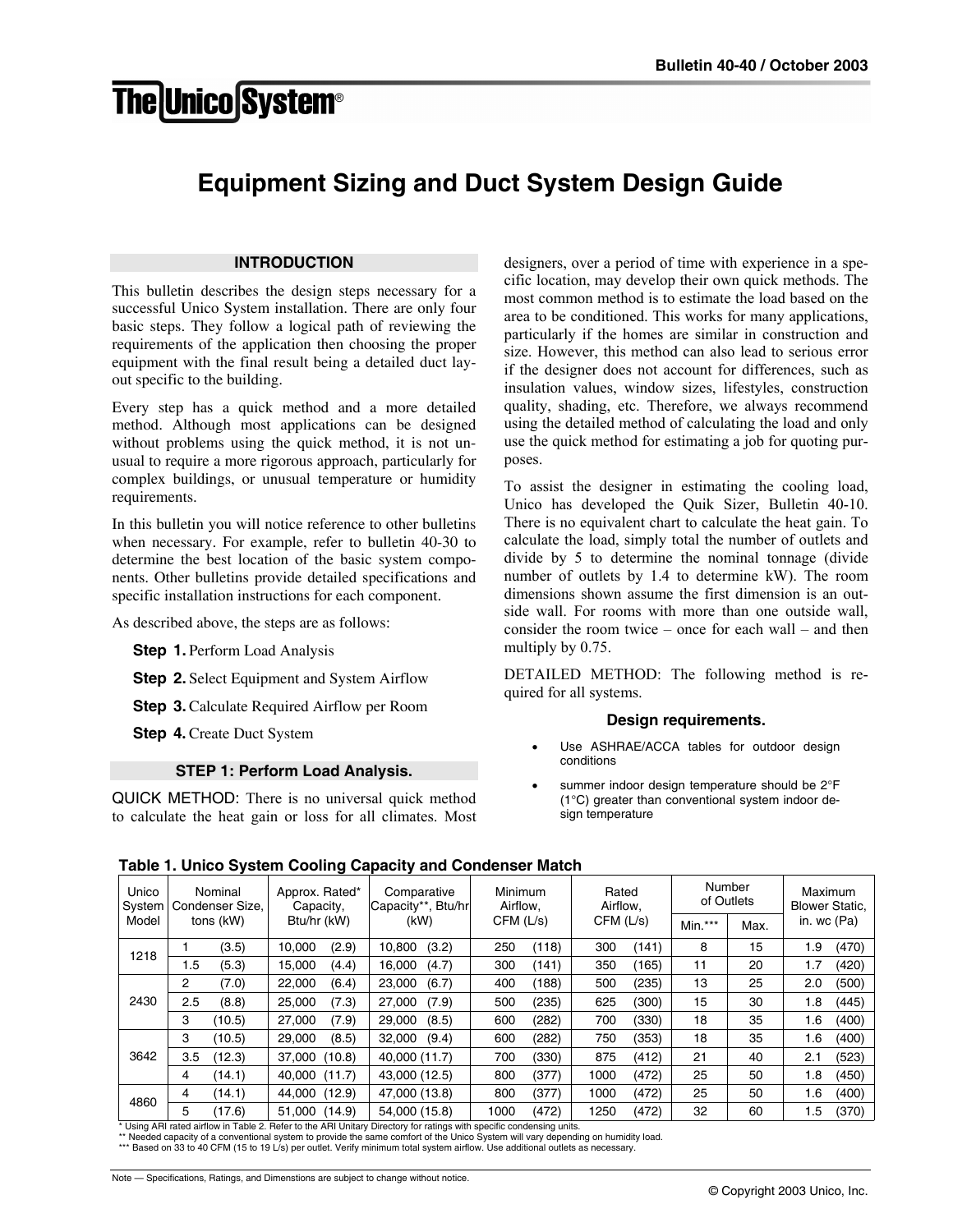Bulletin 40-40 / October 2003

The Unico System®

# Equipment Sizing and Duct System Design Guide

## INTRODUCTION

This bulletin describes the design steps necessary for a successful Unico System installation. There are only four basic steps. They follow a logical path of reviewing the requirements of the application then choosing the proper equipment with the final result being a detailed duct layout specific to the building.

Every step has a quick method and a more detailed method. Although most applications can be designed without problems using the quick method, it is not unusual to require a more rigorous approach, particularly for complex buildings, or unusual temperature or humidity requirements.

In this bulletin you will notice reference to other bulletins when necessary. For example, refer to bulletin 40-30 to determine the best location of the basic system components. Other bulletins provide detailed specifications and specific installation instructions for each component.

As described above, the steps are as follows:

**Step 1.** Perform Load Analysis

**Step 2.** Select Equipment and System Airflow

**Step 3.** Calculate Required Airflow per Room

**Step 4.** Create Duct System

## STEP 1: Perform Load Analysis.

QUICK METHOD: There is no universal quick method to calculate the heat gain or loss for all climates. Most designers, over a period of time with experience in a specific location, may develop their own quick methods. The most common method is to estimate the load based on the area to be conditioned. This works for many applications, particularly if the homes are similar in construction and size. However, this method can also lead to serious error if the designer does not account for differences, such as insulation values, window sizes, lifestyles, construction quality, shading, etc. Therefore, we always recommend using the detailed method of calculating the load and only use the quick method for estimating a job for quoting purposes.

To assist the designer in estimating the cooling load, Unico has developed the Quik Sizer, Bulletin 40-10. There is no equivalent chart to calculate the heat gain. To calculate the load, simply total the number of outlets and divide by 5 to determine the nominal tonnage (divide number of outlets by 1.4 to determine kW). The room dimensions shown assume the first dimension is an outside wall. For rooms with more than one outside wall, consider the room twice – once for each wall – and then multiply by 0.75.

DETAILED METHOD: The following method is required for all systems.

### Design requirements.

- Use ASHRAE/ACCA tables for outdoor design conditions
- summer indoor design temperature should be 2°F (1°C) greater than conventional system indoor design temperature

**Table 1. Unico System Cooling Capacity and Condenser Match**

| Unico System Model | Nominal Condenser Size, tons (kW) | Approx. Rated* Capacity, Btu/hr (kW) | Comparative Capacity**, Btu/hr (kW) | Minimum Airflow, CFM (L/s) | Rated Airflow, CFM (L/s) | Number of Outlets | | Maximum Blower Static, in. wc (Pa) |
|---|---|---|---|---|---|---|---|---|
| | | | | | | Min.*** | Max. | |
| 1218 | 1 (3.5) | 10,000 (2.9) | 10,800 (3.2) | 250 (118) | 300 (141) | 8 | 15 | 1.9 (470) |
| | 1.5 (5.3) | 15,000 (4.4) | 16,000 (4.7) | 300 (141) | 350 (165) | 11 | 20 | 1.7 (420) |
| 2430 | 2 (7.0) | 22,000 (6.4) | 23,000 (6.7) | 400 (188) | 500 (235) | 13 | 25 | 2.0 (500) |
| | 2.5 (8.8) | 25,000 (7.3) | 27,000 (7.9) | 500 (235) | 625 (300) | 15 | 30 | 1.8 (445) |
| | 3 (10.5) | 27,000 (7.9) | 29,000 (8.5) | 600 (282) | 700 (330) | 18 | 35 | 1.6 (400) |
| 3642 | 3 (10.5) | 29,000 (8.5) | 32,000 (9.4) | 600 (282) | 750 (353) | 18 | 35 | 1.6 (400) |
| | 3.5 (12.3) | 37,000 (10.8) | 40,000 (11.7) | 700 (330) | 875 (412) | 21 | 40 | 2.1 (523) |
| | 4 (14.1) | 40,000 (11.7) | 43,000 (12.5) | 800 (377) | 1000 (472) | 25 | 50 | 1.8 (450) |
| 4860 | 4 (14.1) | 44,000 (12.9) | 47,000 (13.8) | 800 (377) | 1000 (472) | 25 | 50 | 1.6 (400) |
| | 5 (17.6) | 51,000 (14.9) | 54,000 (15.8) | 1000 (472) | 1250 (472) | 32 | 60 | 1.5 (370) |

\* Using ARI rated airflow in Table 2. Refer to the ARI Unitary Directory for ratings with specific condensing units.
\** Needed capacity of a conventional system to provide the same comfort of the Unico System will vary depending on humidity load.
\*** Based on 33 to 40 CFM (15 to 19 L/s) per outlet. Verify minimum total system airflow. Use additional outlets as necessary.

Note — Specifications, Ratings, and Dimenstions are subject to change without notice.

© Copyright 2003 Unico, Inc.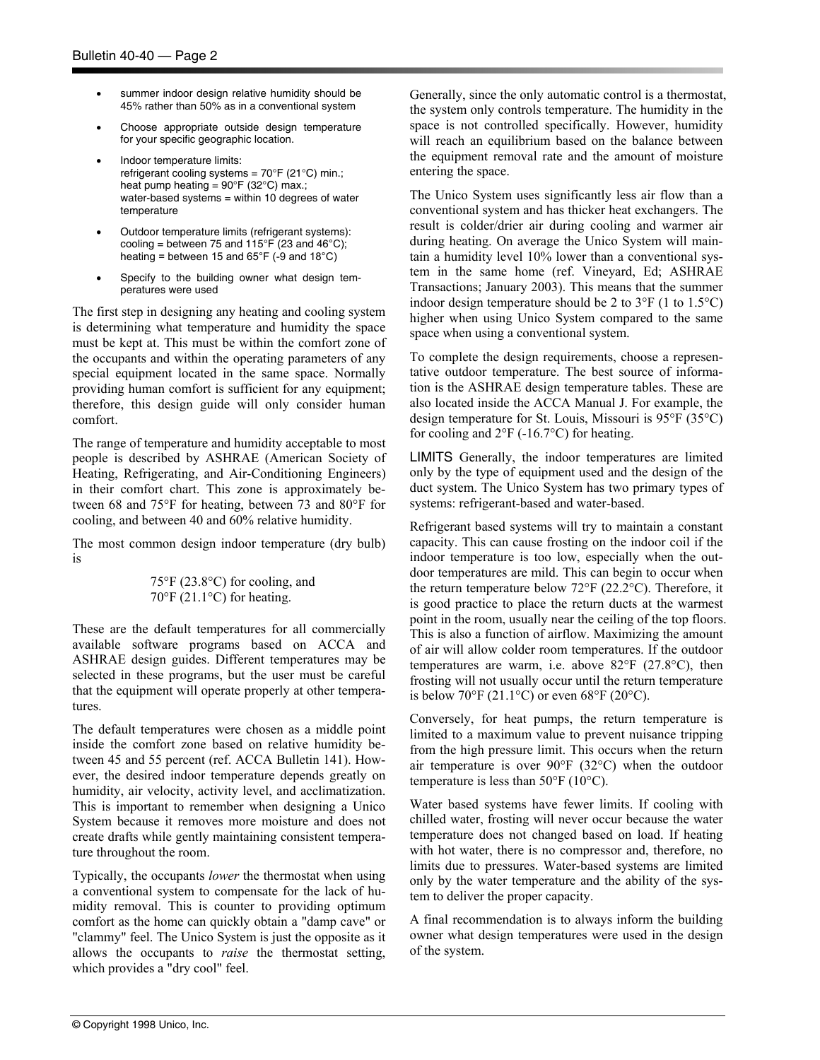- summer indoor design relative humidity should be 45% rather than 50% as in a conventional system
- Choose appropriate outside design temperature for your specific geographic location.
- Indoor temperature limits:
  refrigerant cooling systems = 70°F (21°C) min.;
  heat pump heating = 90°F (32°C) max.;
  water-based systems = within 10 degrees of water temperature
- Outdoor temperature limits (refrigerant systems):
  cooling = between 75 and 115°F (23 and 46°C);
  heating = between 15 and 65°F (-9 and 18°C)
- Specify to the building owner what design temperatures were used

The first step in designing any heating and cooling system is determining what temperature and humidity the space must be kept at. This must be within the comfort zone of the occupants and within the operating parameters of any special equipment located in the same space. Normally providing human comfort is sufficient for any equipment; therefore, this design guide will only consider human comfort.

The range of temperature and humidity acceptable to most people is described by ASHRAE (American Society of Heating, Refrigerating, and Air-Conditioning Engineers) in their comfort chart. This zone is approximately between 68 and 75°F for heating, between 73 and 80°F for cooling, and between 40 and 60% relative humidity.

The most common design indoor temperature (dry bulb) is

75°F (23.8°C) for cooling, and
70°F (21.1°C) for heating.

These are the default temperatures for all commercially available software programs based on ACCA and ASHRAE design guides. Different temperatures may be selected in these programs, but the user must be careful that the equipment will operate properly at other temperatures.

The default temperatures were chosen as a middle point inside the comfort zone based on relative humidity between 45 and 55 percent (ref. ACCA Bulletin 141). However, the desired indoor temperature depends greatly on humidity, air velocity, activity level, and acclimatization. This is important to remember when designing a Unico System because it removes more moisture and does not create drafts while gently maintaining consistent temperature throughout the room.

Typically, the occupants *lower* the thermostat when using a conventional system to compensate for the lack of humidity removal. This is counter to providing optimum comfort as the home can quickly obtain a "damp cave" or "clammy" feel. The Unico System is just the opposite as it allows the occupants to *raise* the thermostat setting, which provides a "dry cool" feel.

Generally, since the only automatic control is a thermostat, the system only controls temperature. The humidity in the space is not controlled specifically. However, humidity will reach an equilibrium based on the balance between the equipment removal rate and the amount of moisture entering the space.

The Unico System uses significantly less air flow than a conventional system and has thicker heat exchangers. The result is colder/drier air during cooling and warmer air during heating. On average the Unico System will maintain a humidity level 10% lower than a conventional system in the same home (ref. Vineyard, Ed; ASHRAE Transactions; January 2003). This means that the summer indoor design temperature should be 2 to 3°F (1 to 1.5°C) higher when using Unico System compared to the same space when using a conventional system.

To complete the design requirements, choose a representative outdoor temperature. The best source of information is the ASHRAE design temperature tables. These are also located inside the ACCA Manual J. For example, the design temperature for St. Louis, Missouri is 95°F (35°C) for cooling and 2°F (-16.7°C) for heating.

LIMITS Generally, the indoor temperatures are limited only by the type of equipment used and the design of the duct system. The Unico System has two primary types of systems: refrigerant-based and water-based.

Refrigerant based systems will try to maintain a constant capacity. This can cause frosting on the indoor coil if the indoor temperature is too low, especially when the outdoor temperatures are mild. This can begin to occur when the return temperature below 72°F (22.2°C). Therefore, it is good practice to place the return ducts at the warmest point in the room, usually near the ceiling of the top floors. This is also a function of airflow. Maximizing the amount of air will allow colder room temperatures. If the outdoor temperatures are warm, i.e. above 82°F (27.8°C), then frosting will not usually occur until the return temperature is below 70°F (21.1°C) or even 68°F (20°C).

Conversely, for heat pumps, the return temperature is limited to a maximum value to prevent nuisance tripping from the high pressure limit. This occurs when the return air temperature is over 90°F (32°C) when the outdoor temperature is less than 50°F (10°C).

Water based systems have fewer limits. If cooling with chilled water, frosting will never occur because the water temperature does not changed based on load. If heating with hot water, there is no compressor and, therefore, no limits due to pressures. Water-based systems are limited only by the water temperature and the ability of the system to deliver the proper capacity.

A final recommendation is to always inform the building owner what design temperatures were used in the design of the system.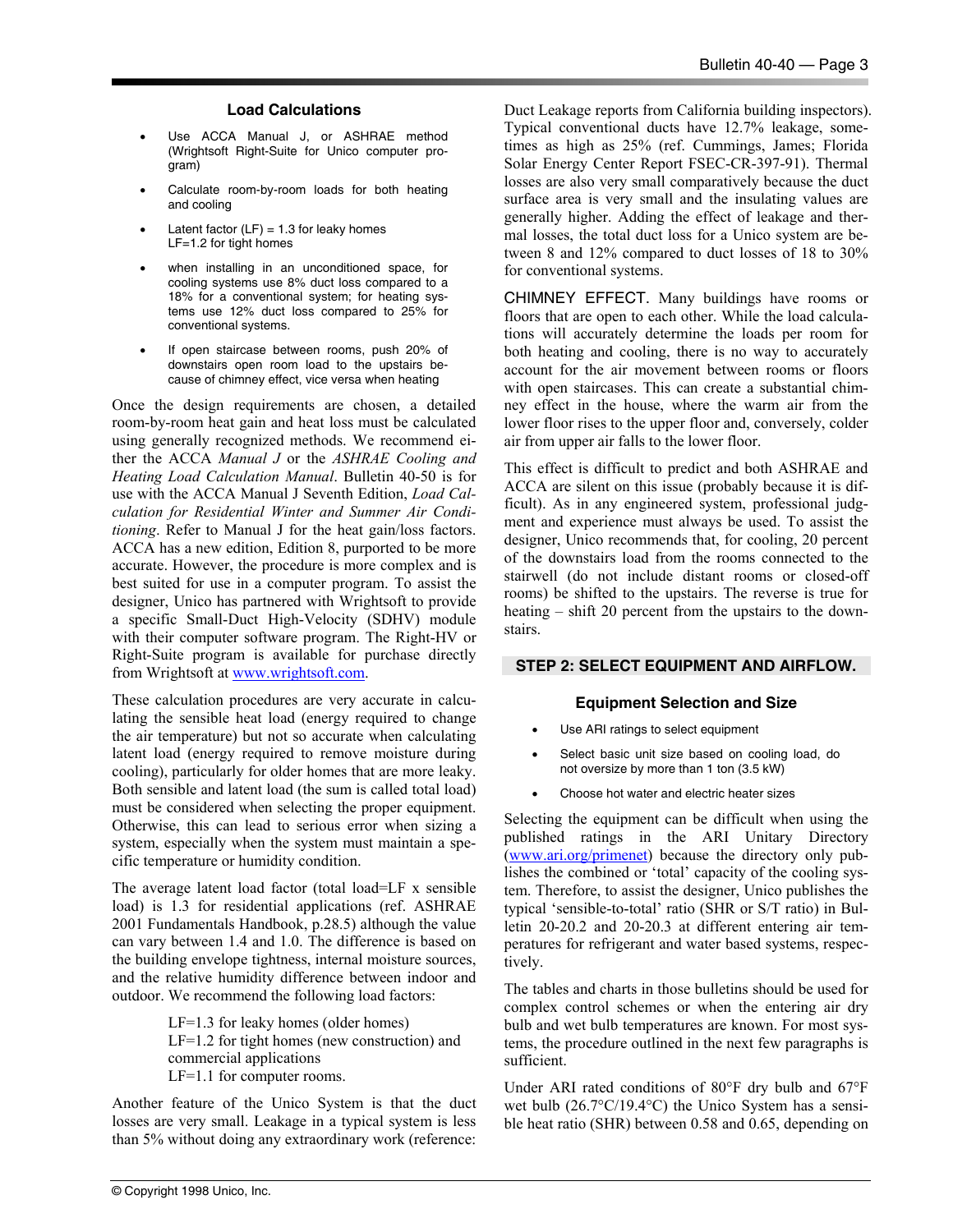### Load Calculations

- Use ACCA Manual J, or ASHRAE method (Wrightsoft Right-Suite for Unico computer program)
- Calculate room-by-room loads for both heating and cooling
- Latent factor (LF) = 1.3 for leaky homes LF=1.2 for tight homes
- when installing in an unconditioned space, for cooling systems use 8% duct loss compared to a 18% for a conventional system; for heating systems use 12% duct loss compared to 25% for conventional systems.
- If open staircase between rooms, push 20% of downstairs open room load to the upstairs because of chimney effect, vice versa when heating

Once the design requirements are chosen, a detailed room-by-room heat gain and heat loss must be calculated using generally recognized methods. We recommend either the ACCA *Manual J* or the *ASHRAE Cooling and Heating Load Calculation Manual*. Bulletin 40-50 is for use with the ACCA Manual J Seventh Edition, *Load Calculation for Residential Winter and Summer Air Conditioning*. Refer to Manual J for the heat gain/loss factors. ACCA has a new edition, Edition 8, purported to be more accurate. However, the procedure is more complex and is best suited for use in a computer program. To assist the designer, Unico has partnered with Wrightsoft to provide a specific Small-Duct High-Velocity (SDHV) module with their computer software program. The Right-HV or Right-Suite program is available for purchase directly from Wrightsoft at www.wrightsoft.com.

These calculation procedures are very accurate in calculating the sensible heat load (energy required to change the air temperature) but not so accurate when calculating latent load (energy required to remove moisture during cooling), particularly for older homes that are more leaky. Both sensible and latent load (the sum is called total load) must be considered when selecting the proper equipment. Otherwise, this can lead to serious error when sizing a system, especially when the system must maintain a specific temperature or humidity condition.

The average latent load factor (total load=LF x sensible load) is 1.3 for residential applications (ref. ASHRAE 2001 Fundamentals Handbook, p.28.5) although the value can vary between 1.4 and 1.0. The difference is based on the building envelope tightness, internal moisture sources, and the relative humidity difference between indoor and outdoor. We recommend the following load factors:

LF=1.3 for leaky homes (older homes)
LF=1.2 for tight homes (new construction) and commercial applications
LF=1.1 for computer rooms.

Another feature of the Unico System is that the duct losses are very small. Leakage in a typical system is less than 5% without doing any extraordinary work (reference: Duct Leakage reports from California building inspectors). Typical conventional ducts have 12.7% leakage, sometimes as high as 25% (ref. Cummings, James; Florida Solar Energy Center Report FSEC-CR-397-91). Thermal losses are also very small comparatively because the duct surface area is very small and the insulating values are generally higher. Adding the effect of leakage and thermal losses, the total duct loss for a Unico system are between 8 and 12% compared to duct losses of 18 to 30% for conventional systems.

CHIMNEY EFFECT. Many buildings have rooms or floors that are open to each other. While the load calculations will accurately determine the loads per room for both heating and cooling, there is no way to accurately account for the air movement between rooms or floors with open staircases. This can create a substantial chimney effect in the house, where the warm air from the lower floor rises to the upper floor and, conversely, colder air from upper air falls to the lower floor.

This effect is difficult to predict and both ASHRAE and ACCA are silent on this issue (probably because it is difficult). As in any engineered system, professional judgment and experience must always be used. To assist the designer, Unico recommends that, for cooling, 20 percent of the downstairs load from the rooms connected to the stairwell (do not include distant rooms or closed-off rooms) be shifted to the upstairs. The reverse is true for heating – shift 20 percent from the upstairs to the downstairs.

## STEP 2: SELECT EQUIPMENT AND AIRFLOW.

### Equipment Selection and Size

- Use ARI ratings to select equipment
- Select basic unit size based on cooling load, do not oversize by more than 1 ton (3.5 kW)
- Choose hot water and electric heater sizes

Selecting the equipment can be difficult when using the published ratings in the ARI Unitary Directory (www.ari.org/primenet) because the directory only publishes the combined or 'total' capacity of the cooling system. Therefore, to assist the designer, Unico publishes the typical 'sensible-to-total' ratio (SHR or S/T ratio) in Bulletin 20-20.2 and 20-20.3 at different entering air temperatures for refrigerant and water based systems, respectively.

The tables and charts in those bulletins should be used for complex control schemes or when the entering air dry bulb and wet bulb temperatures are known. For most systems, the procedure outlined in the next few paragraphs is sufficient.

Under ARI rated conditions of 80°F dry bulb and 67°F wet bulb (26.7°C/19.4°C) the Unico System has a sensible heat ratio (SHR) between 0.58 and 0.65, depending on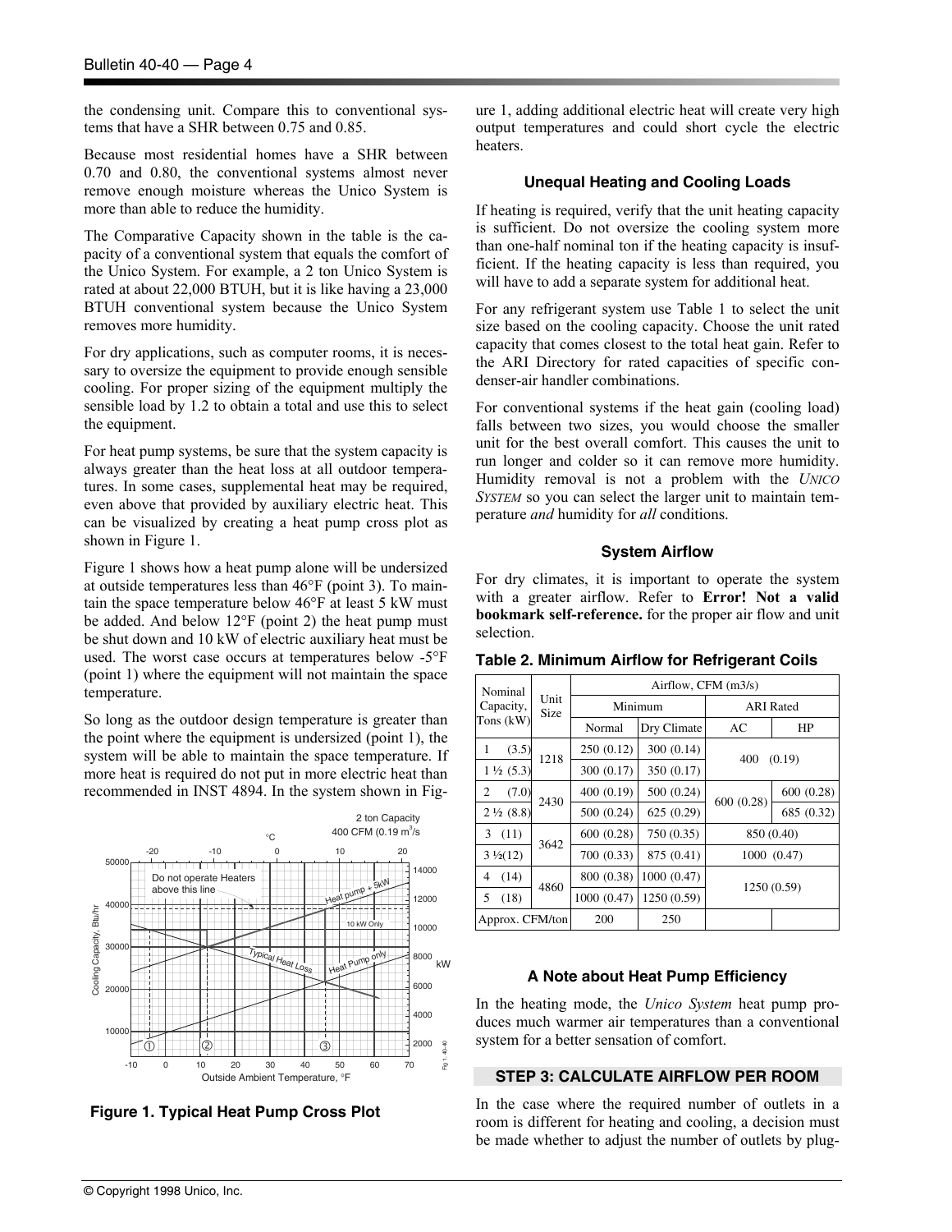the condensing unit. Compare this to conventional systems that have a SHR between 0.75 and 0.85.

Because most residential homes have a SHR between 0.70 and 0.80, the conventional systems almost never remove enough moisture whereas the Unico System is more than able to reduce the humidity.

The Comparative Capacity shown in the table is the capacity of a conventional system that equals the comfort of the Unico System. For example, a 2 ton Unico System is rated at about 22,000 BTUH, but it is like having a 23,000 BTUH conventional system because the Unico System removes more humidity.

For dry applications, such as computer rooms, it is necessary to oversize the equipment to provide enough sensible cooling. For proper sizing of the equipment multiply the sensible load by 1.2 to obtain a total and use this to select the equipment.

For heat pump systems, be sure that the system capacity is always greater than the heat loss at all outdoor temperatures. In some cases, supplemental heat may be required, even above that provided by auxiliary electric heat. This can be visualized by creating a heat pump cross plot as shown in Figure 1.

Figure 1 shows how a heat pump alone will be undersized at outside temperatures less than 46°F (point 3). To maintain the space temperature below 46°F at least 5 kW must be added. And below 12°F (point 2) the heat pump must be shut down and 10 kW of electric auxiliary heat must be used. The worst case occurs at temperatures below -5°F (point 1) where the equipment will not maintain the space temperature.

So long as the outdoor design temperature is greater than the point where the equipment is undersized (point 1), the system will be able to maintain the space temperature. If more heat is required do not put in more electric heat than recommended in INST 4894. In the system shown in Figure 1, adding additional electric heat will create very high output temperatures and could short cycle the electric heaters.

**Figure 1. Typical Heat Pump Cross Plot**

### Unequal Heating and Cooling Loads

If heating is required, verify that the unit heating capacity is sufficient. Do not oversize the cooling system more than one-half nominal ton if the heating capacity is insufficient. If the heating capacity is less than required, you will have to add a separate system for additional heat.

For any refrigerant system use Table 1 to select the unit size based on the cooling capacity. Choose the unit rated capacity that comes closest to the total heat gain. Refer to the ARI Directory for rated capacities of specific condenser-air handler combinations.

For conventional systems if the heat gain (cooling load) falls between two sizes, you would choose the smaller unit for the best overall comfort. This causes the unit to run longer and colder so it can remove more humidity. Humidity removal is not a problem with the *UNICO SYSTEM* so you can select the larger unit to maintain temperature *and* humidity for *all* conditions.

### System Airflow

For dry climates, it is important to operate the system with a greater airflow. Refer to **Error! Not a valid bookmark self-reference.** for the proper air flow and unit selection.

**Table 2. Minimum Airflow for Refrigerant Coils**

| Nominal Capacity, Tons (kW) | Unit Size | Airflow, CFM (m3/s) | | | |
|---|---|---|---|---|---|
| | | Minimum | | ARI Rated | |
| | | Normal | Dry Climate | AC | HP |
| 1 (3.5) | 1218 | 250 (0.12) | 300 (0.14) | 400 (0.19) | |
| 1 ½ (5.3) | | 300 (0.17) | 350 (0.17) | | |
| 2 (7.0) | 2430 | 400 (0.19) | 500 (0.24) | 600 (0.28) | 600 (0.28) |
| 2 ½ (8.8) | | 500 (0.24) | 625 (0.29) | | 685 (0.32) |
| 3 (11) | 3642 | 600 (0.28) | 750 (0.35) | 850 (0.40) | |
| 3 ½(12) | | 700 (0.33) | 875 (0.41) | 1000 (0.47) | |
| 4 (14) | 4860 | 800 (0.38) | 1000 (0.47) | 1250 (0.59) | |
| 5 (18) | | 1000 (0.47) | 1250 (0.59) | | |
| Approx. CFM/ton | | 200 | 250 | | |

### A Note about Heat Pump Efficiency

In the heating mode, the *Unico System* heat pump produces much warmer air temperatures than a conventional system for a better sensation of comfort.

## STEP 3: CALCULATE AIRFLOW PER ROOM

In the case where the required number of outlets in a room is different for heating and cooling, a decision must be made whether to adjust the number of outlets by plug-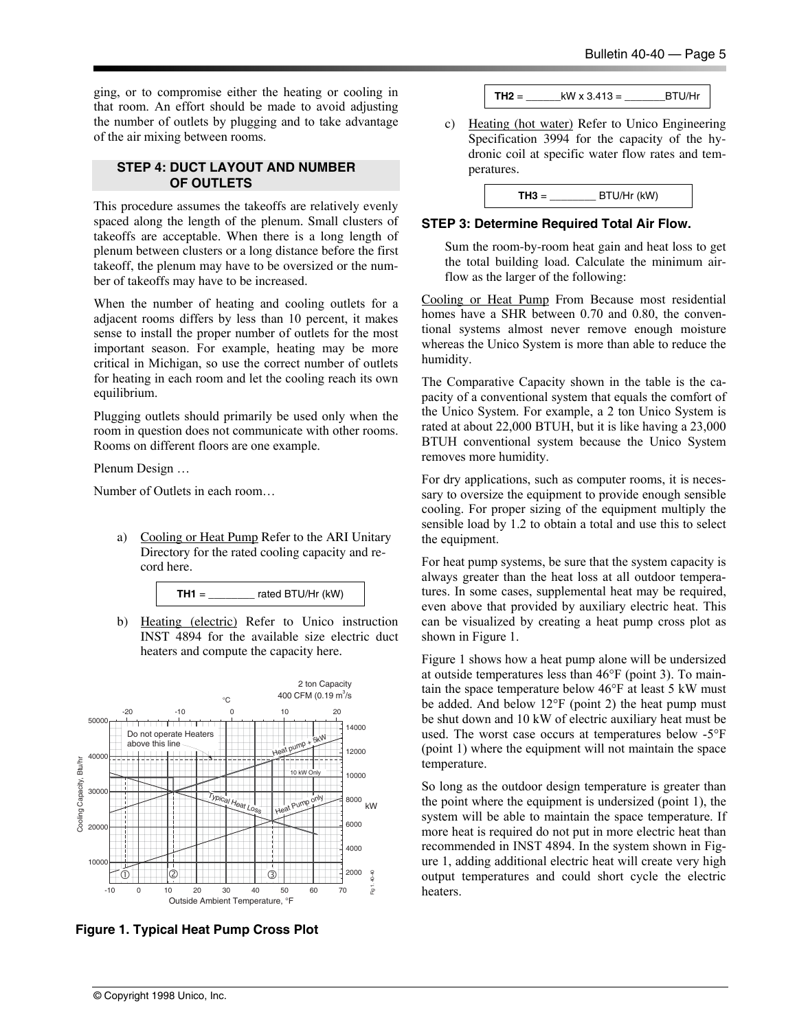ging, or to compromise either the heating or cooling in that room. An effort should be made to avoid adjusting the number of outlets by plugging and to take advantage of the air mixing between rooms.

### STEP 4: DUCT LAYOUT AND NUMBER OF OUTLETS

This procedure assumes the takeoffs are relatively evenly spaced along the length of the plenum. Small clusters of takeoffs are acceptable. When there is a long length of plenum between clusters or a long distance before the first takeoff, the plenum may have to be oversized or the number of takeoffs may have to be increased.

When the number of heating and cooling outlets for a adjacent rooms differs by less than 10 percent, it makes sense to install the proper number of outlets for the most important season. For example, heating may be more critical in Michigan, so use the correct number of outlets for heating in each room and let the cooling reach its own equilibrium.

Plugging outlets should primarily be used only when the room in question does not communicate with other rooms. Rooms on different floors are one example.

Plenum Design …

Number of Outlets in each room…

a) Cooling or Heat Pump Refer to the ARI Unitary Directory for the rated cooling capacity and record here.

**TH1** = ________ rated BTU/Hr (kW)

b) Heating (electric) Refer to Unico instruction INST 4894 for the available size electric duct heaters and compute the capacity here.

**Figure 1. Typical Heat Pump Cross Plot**

**TH2** = ______kW x 3.413 = _______BTU/Hr

c) Heating (hot water) Refer to Unico Engineering Specification 3994 for the capacity of the hydronic coil at specific water flow rates and temperatures.

**TH3** = ________ BTU/Hr (kW)

### STEP 3: Determine Required Total Air Flow.

Sum the room-by-room heat gain and heat loss to get the total building load. Calculate the minimum airflow as the larger of the following:

Cooling or Heat Pump From Because most residential homes have a SHR between 0.70 and 0.80, the conventional systems almost never remove enough moisture whereas the Unico System is more than able to reduce the humidity.

The Comparative Capacity shown in the table is the capacity of a conventional system that equals the comfort of the Unico System. For example, a 2 ton Unico System is rated at about 22,000 BTUH, but it is like having a 23,000 BTUH conventional system because the Unico System removes more humidity.

For dry applications, such as computer rooms, it is necessary to oversize the equipment to provide enough sensible cooling. For proper sizing of the equipment multiply the sensible load by 1.2 to obtain a total and use this to select the equipment.

For heat pump systems, be sure that the system capacity is always greater than the heat loss at all outdoor temperatures. In some cases, supplemental heat may be required, even above that provided by auxiliary electric heat. This can be visualized by creating a heat pump cross plot as shown in Figure 1.

Figure 1 shows how a heat pump alone will be undersized at outside temperatures less than 46°F (point 3). To maintain the space temperature below 46°F at least 5 kW must be added. And below 12°F (point 2) the heat pump must be shut down and 10 kW of electric auxiliary heat must be used. The worst case occurs at temperatures below -5°F (point 1) where the equipment will not maintain the space temperature.

So long as the outdoor design temperature is greater than the point where the equipment is undersized (point 1), the system will be able to maintain the space temperature. If more heat is required do not put in more electric heat than recommended in INST 4894. In the system shown in Figure 1, adding additional electric heat will create very high output temperatures and could short cycle the electric heaters.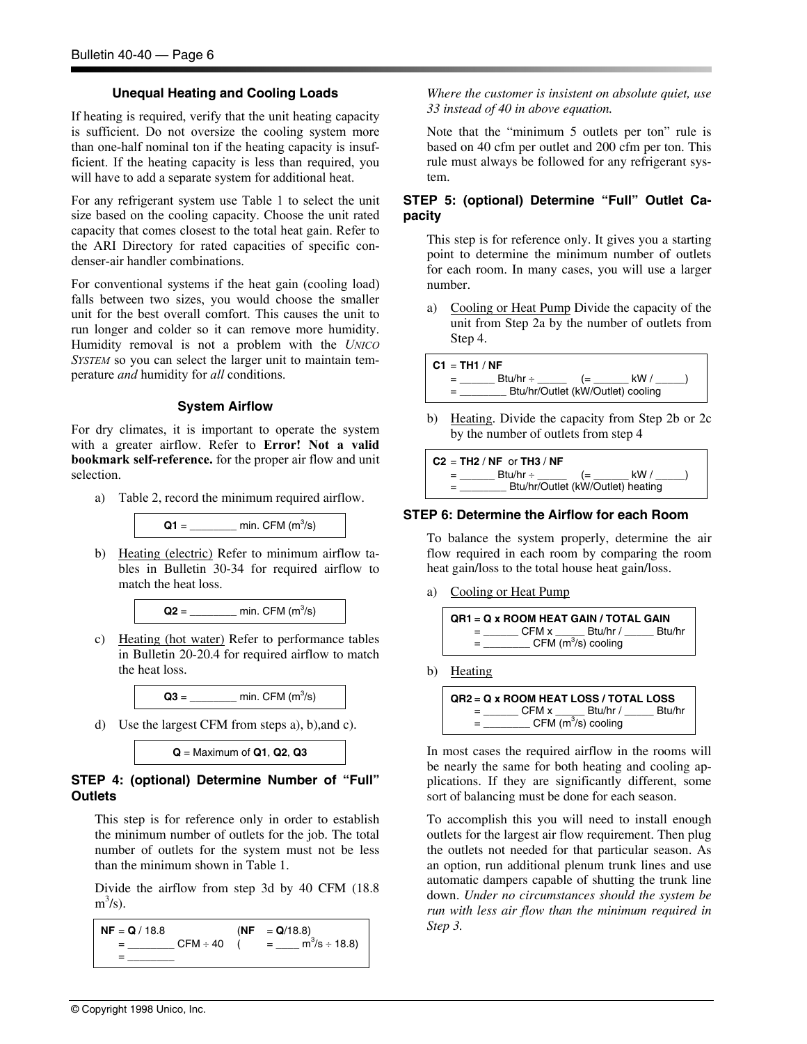### Unequal Heating and Cooling Loads

If heating is required, verify that the unit heating capacity is sufficient. Do not oversize the cooling system more than one-half nominal ton if the heating capacity is insufficient. If the heating capacity is less than required, you will have to add a separate system for additional heat.

For any refrigerant system use Table 1 to select the unit size based on the cooling capacity. Choose the unit rated capacity that comes closest to the total heat gain. Refer to the ARI Directory for rated capacities of specific condenser-air handler combinations.

For conventional systems if the heat gain (cooling load) falls between two sizes, you would choose the smaller unit for the best overall comfort. This causes the unit to run longer and colder so it can remove more humidity. Humidity removal is not a problem with the *UNICO SYSTEM* so you can select the larger unit to maintain temperature *and* humidity for *all* conditions.

### System Airflow

For dry climates, it is important to operate the system with a greater airflow. Refer to **Error! Not a valid bookmark self-reference.** for the proper air flow and unit selection.

a) Table 2, record the minimum required airflow.

> **Q1** = ________ min. CFM ($m^3/s$)

b) Heating (electric) Refer to minimum airflow tables in Bulletin 30-34 for required airflow to match the heat loss.

> **Q2** = ________ min. CFM ($m^3/s$)

c) Heating (hot water) Refer to performance tables in Bulletin 20-20.4 for required airflow to match the heat loss.

> **Q3** = ________ min. CFM ($m^3/s$)

d) Use the largest CFM from steps a), b),and c).

> **Q** = Maximum of **Q1**, **Q2**, **Q3**

### STEP 4: (optional) Determine Number of "Full" Outlets

This step is for reference only in order to establish the minimum number of outlets for the job. The total number of outlets for the system must not be less than the minimum shown in Table 1.

Divide the airflow from step 3d by 40 CFM (18.8 $m^3/s$).

> **NF** = **Q** / 18.8 (**NF** = **Q**/18.8)
> = ________ CFM ÷ 40 ( = ____ $m^3/s$ ÷ 18.8)
> = ________

*Where the customer is insistent on absolute quiet, use 33 instead of 40 in above equation.*

Note that the "minimum 5 outlets per ton" rule is based on 40 cfm per outlet and 200 cfm per ton. This rule must always be followed for any refrigerant system.

### STEP 5: (optional) Determine "Full" Outlet Capacity

This step is for reference only. It gives you a starting point to determine the minimum number of outlets for each room. In many cases, you will use a larger number.

a) Cooling or Heat Pump Divide the capacity of the unit from Step 2a by the number of outlets from Step 4.

> **C1** = **TH1** / **NF**
> = ______ Btu/hr ÷ ______ (= ______ kW / _____)
> = ________ Btu/hr/Outlet (kW/Outlet) cooling

b) Heating. Divide the capacity from Step 2b or 2c by the number of outlets from step 4

> **C2** = **TH2** / **NF** or **TH3** / **NF**
> = ______ Btu/hr ÷ ______ (= ______ kW / _____)
> = ________ Btu/hr/Outlet (kW/Outlet) heating

### STEP 6: Determine the Airflow for each Room

To balance the system properly, determine the air flow required in each room by comparing the room heat gain/loss to the total house heat gain/loss.

a) Cooling or Heat Pump

> **QR1** = **Q x ROOM HEAT GAIN / TOTAL GAIN**
> = ______ CFM x _____ Btu/hr / _____ Btu/hr
> = ________ CFM ($m^3/s$) cooling

b) Heating

> **QR2** = **Q x ROOM HEAT LOSS / TOTAL LOSS**
> = ______ CFM x _____ Btu/hr / _____ Btu/hr
> = ________ CFM ($m^3/s$) cooling

In most cases the required airflow in the rooms will be nearly the same for both heating and cooling applications. If they are significantly different, some sort of balancing must be done for each season.

To accomplish this you will need to install enough outlets for the largest air flow requirement. Then plug the outlets not needed for that particular season. As an option, run additional plenum trunk lines and use automatic dampers capable of shutting the trunk line down. *Under no circumstances should the system be run with less air flow than the minimum required in Step 3.*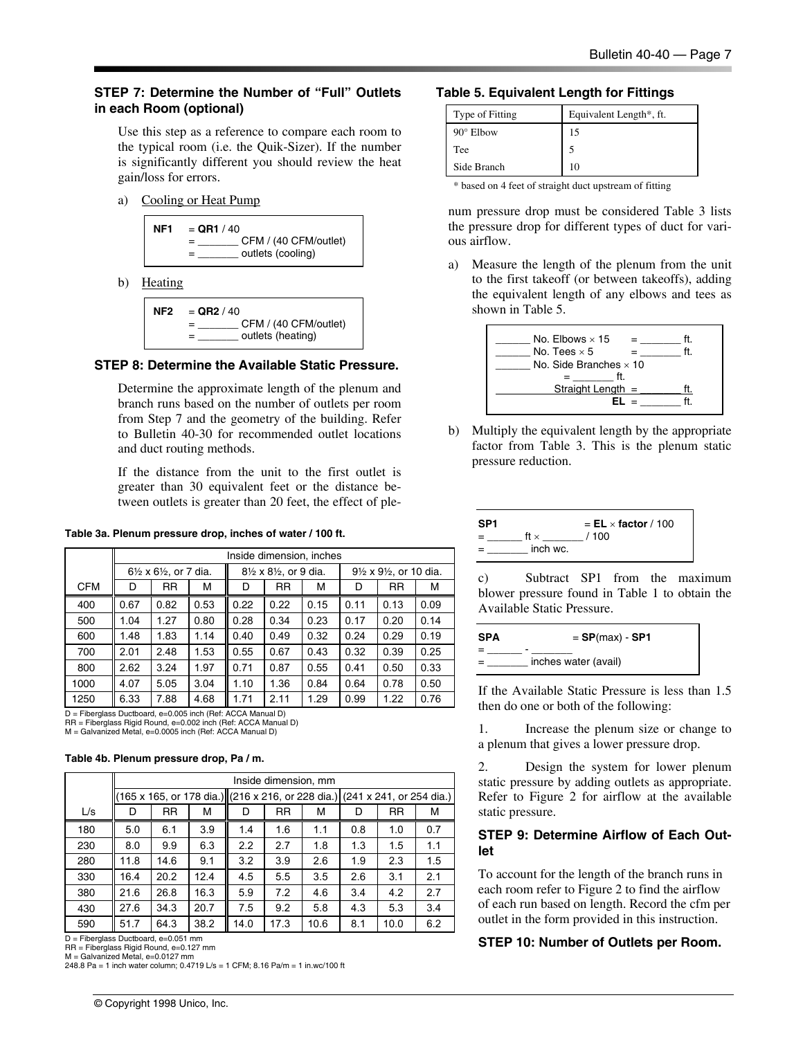### STEP 7: Determine the Number of "Full" Outlets in each Room (optional)

Use this step as a reference to compare each room to the typical room (i.e. the Quik-Sizer). If the number is significantly different you should review the heat gain/loss for errors.

a) Cooling or Heat Pump

```
NF1  = QR1 / 40
     = _______ CFM / (40 CFM/outlet)
     = _______ outlets (cooling)
```

b) Heating

```
NF2  = QR2 / 40
     = _______ CFM / (40 CFM/outlet)
     = _______ outlets (heating)
```

### STEP 8: Determine the Available Static Pressure.

Determine the approximate length of the plenum and branch runs based on the number of outlets per room from Step 7 and the geometry of the building. Refer to Bulletin 40-30 for recommended outlet locations and duct routing methods.

If the distance from the unit to the first outlet is greater than 30 equivalent feet or the distance between outlets is greater than 20 feet, the effect of plenum pressure drop must be considered Table 3 lists the pressure drop for different types of duct for various airflow.

**Table 3a. Plenum pressure drop, inches of water / 100 ft.**

| | Inside dimension, inches | | | | | | | | |
|---|---|---|---|---|---|---|---|---|---|
| | 6½ x 6½, or 7 dia. | | | 8½ x 8½, or 9 dia. | | | 9½ x 9½, or 10 dia. | | |
| CFM | D | RR | M | D | RR | M | D | RR | M |
| 400 | 0.67 | 0.82 | 0.53 | 0.22 | 0.22 | 0.15 | 0.11 | 0.13 | 0.09 |
| 500 | 1.04 | 1.27 | 0.80 | 0.28 | 0.34 | 0.23 | 0.17 | 0.20 | 0.14 |
| 600 | 1.48 | 1.83 | 1.14 | 0.40 | 0.49 | 0.32 | 0.24 | 0.29 | 0.19 |
| 700 | 2.01 | 2.48 | 1.53 | 0.55 | 0.67 | 0.43 | 0.32 | 0.39 | 0.25 |
| 800 | 2.62 | 3.24 | 1.97 | 0.71 | 0.87 | 0.55 | 0.41 | 0.50 | 0.33 |
| 1000 | 4.07 | 5.05 | 3.04 | 1.10 | 1.36 | 0.84 | 0.64 | 0.78 | 0.50 |
| 1250 | 6.33 | 7.88 | 4.68 | 1.71 | 2.11 | 1.29 | 0.99 | 1.22 | 0.76 |

D = Fiberglass Ductboard, e=0.005 inch (Ref: ACCA Manual D)
RR = Fiberglass Rigid Round, e=0.002 inch (Ref: ACCA Manual D)
M = Galvanized Metal, e=0.0005 inch (Ref: ACCA Manual D)

**Table 4b. Plenum pressure drop, Pa / m.**

| | Inside dimension, mm | | | | | | | | |
|---|---|---|---|---|---|---|---|---|---|
| | (165 x 165, or 178 dia.) | | | (216 x 216, or 228 dia.) | | | (241 x 241, or 254 dia.) | | |
| L/s | D | RR | M | D | RR | M | D | RR | M |
| 180 | 5.0 | 6.1 | 3.9 | 1.4 | 1.6 | 1.1 | 0.8 | 1.0 | 0.7 |
| 230 | 8.0 | 9.9 | 6.3 | 2.2 | 2.7 | 1.8 | 1.3 | 1.5 | 1.1 |
| 280 | 11.8 | 14.6 | 9.1 | 3.2 | 3.9 | 2.6 | 1.9 | 2.3 | 1.5 |
| 330 | 16.4 | 20.2 | 12.4 | 4.5 | 5.5 | 3.5 | 2.6 | 3.1 | 2.1 |
| 380 | 21.6 | 26.8 | 16.3 | 5.9 | 7.2 | 4.6 | 3.4 | 4.2 | 2.7 |
| 430 | 27.6 | 34.3 | 20.7 | 7.5 | 9.2 | 5.8 | 4.3 | 5.3 | 3.4 |
| 590 | 51.7 | 64.3 | 38.2 | 14.0 | 17.3 | 10.6 | 8.1 | 10.0 | 6.2 |

D = Fiberglass Ductboard, e=0.051 mm
RR = Fiberglass Rigid Round, e=0.127 mm
M = Galvanized Metal, e=0.0127 mm
248.8 Pa = 1 inch water column; 0.4719 L/s = 1 CFM; 8.16 Pa/m = 1 in.wc/100 ft

**Table 5. Equivalent Length for Fittings**

| Type of Fitting | Equivalent Length*, ft. |
|---|---|
| 90° Elbow | 15 |
| Tee | 5 |
| Side Branch | 10 |

\* based on 4 feet of straight duct upstream of fitting

a) Measure the length of the plenum from the unit to the first takeoff (or between takeoffs), adding the equivalent length of any elbows and tees as shown in Table 5.

```
______ No. Elbows × 15        = _______ ft.
______ No. Tees × 5           = _______ ft.
______ No. Side Branches × 10
                   = _______ ft.
          Straight Length   = _______ ft.
                         EL = _______ ft.
```

b) Multiply the equivalent length by the appropriate factor from Table 3. This is the plenum static pressure reduction.

```
SP1               = EL × factor / 100
= ______ ft × _______ / 100
= _______ inch wc.
```

c) Subtract SP1 from the maximum blower pressure found in Table 1 to obtain the Available Static Pressure.

```
SPA               = SP(max) - SP1
= ______ - _______
= _______ inches water (avail)
```

If the Available Static Pressure is less than 1.5 then do one or both of the following:

1. Increase the plenum size or change to a plenum that gives a lower pressure drop.

2. Design the system for lower plenum static pressure by adding outlets as appropriate. Refer to Figure 2 for airflow at the available static pressure.

### STEP 9: Determine Airflow of Each Outlet

To account for the length of the branch runs in each room refer to Figure 2 to find the airflow of each run based on length. Record the cfm per outlet in the form provided in this instruction.

### STEP 10: Number of Outlets per Room.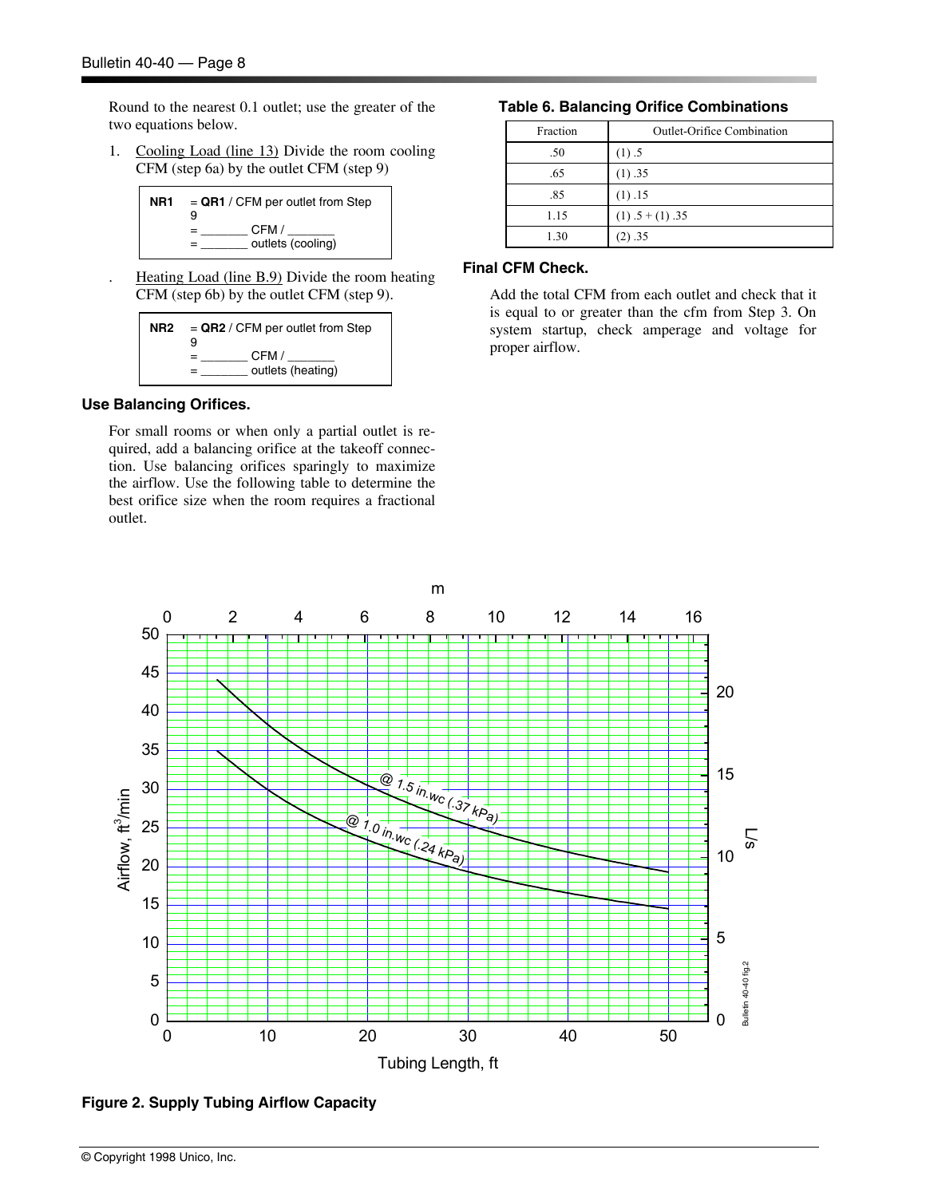Round to the nearest 0.1 outlet; use the greater of the two equations below.

1. Cooling Load (line 13) Divide the room cooling CFM (step 6a) by the outlet CFM (step 9)

| | |
|---|---|
| **NR1** | = **QR1** / CFM per outlet from Step 9 |
| | = _______ CFM / _______ |
| | = _______ outlets (cooling) |

. Heating Load (line B.9) Divide the room heating CFM (step 6b) by the outlet CFM (step 9).

| | |
|---|---|
| **NR2** | = **QR2** / CFM per outlet from Step 9 |
| | = _______ CFM / _______ |
| | = _______ outlets (heating) |

### Use Balancing Orifices.

For small rooms or when only a partial outlet is required, add a balancing orifice at the takeoff connection. Use balancing orifices sparingly to maximize the airflow. Use the following table to determine the best orifice size when the room requires a fractional outlet.

**Table 6. Balancing Orifice Combinations**

| Fraction | Outlet-Orifice Combination |
|---|---|
| .50 | (1) .5 |
| .65 | (1) .35 |
| .85 | (1) .15 |
| 1.15 | (1) .5 + (1) .35 |
| 1.30 | (2) .35 |

### Final CFM Check.

Add the total CFM from each outlet and check that it is equal to or greater than the cfm from Step 3. On system startup, check amperage and voltage for proper airflow.

**Figure 2. Supply Tubing Airflow Capacity**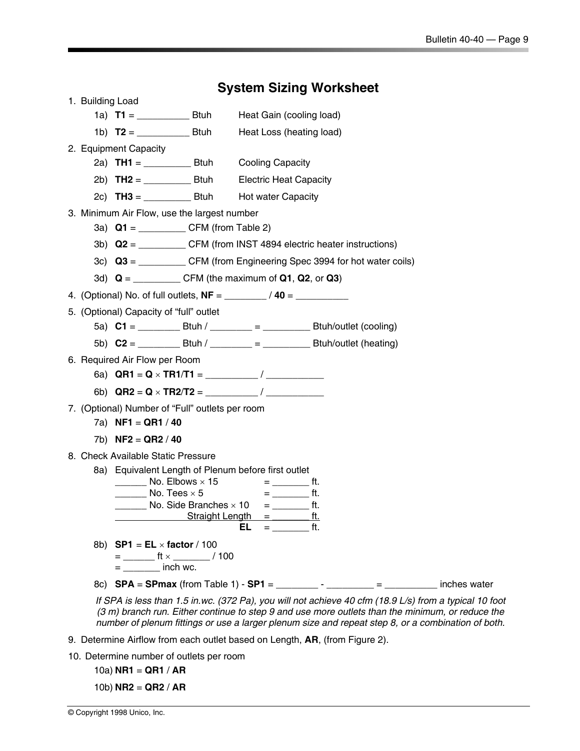# System Sizing Worksheet

1. Building Load
   - 1a) **T1** = __________ Btuh  Heat Gain (cooling load)
   - 1b) **T2** = __________ Btuh  Heat Loss (heating load)
2. Equipment Capacity
   - 2a) **TH1** = _________ Btuh  Cooling Capacity
   - 2b) **TH2** = _________ Btuh  Electric Heat Capacity
   - 2c) **TH3** = _________ Btuh  Hot water Capacity
3. Minimum Air Flow, use the largest number
   - 3a) **Q1** = _________ CFM (from Table 2)
   - 3b) **Q2** = _________ CFM (from INST 4894 electric heater instructions)
   - 3c) **Q3** = _________ CFM (from Engineering Spec 3994 for hot water coils)
   - 3d) **Q** = _________ CFM (the maximum of **Q1**, **Q2**, or **Q3**)
4. (Optional) No. of full outlets, **NF** = ________ / **40** = __________
5. (Optional) Capacity of "full" outlet
   - 5a) **C1** = ________ Btuh / ________ = _________ Btuh/outlet (cooling)
   - 5b) **C2** = ________ Btuh / ________ = _________ Btuh/outlet (heating)
6. Required Air Flow per Room
   - 6a) **QR1** = **Q** × **TR1**/**T1** = __________ / ___________
   - 6b) **QR2** = **Q** × **TR2**/**T2** = __________ / ___________
7. (Optional) Number of "Full" outlets per room
   - 7a) **NF1** = **QR1** / **40**
   - 7b) **NF2** = **QR2** / **40**
8. Check Available Static Pressure
   - 8a) Equivalent Length of Plenum before first outlet

     ______ No. Elbows × 15 = _______ ft.
     ______ No. Tees × 5 = _______ ft.
     ______ No. Side Branches × 10 = _______ ft.
     Straight Length = _______ ft.
     **EL** = _______ ft.

   - 8b) **SP1** = **EL** × **factor** / 100
     = ______ ft × _______ / 100
     = _______ inch wc.
   - 8c) **SPA** = **SPmax** (from Table 1) - **SP1** = ________ - _________ = __________ inches water

     *If SPA is less than 1.5 in.wc. (372 Pa), you will not achieve 40 cfm (18.9 L/s) from a typical 10 foot (3 m) branch run. Either continue to step 9 and use more outlets than the minimum, or reduce the number of plenum fittings or use a larger plenum size and repeat step 8, or a combination of both.*
9. Determine Airflow from each outlet based on Length, **AR**, (from Figure 2).
10. Determine number of outlets per room
    - 10a) **NR1** = **QR1** / **AR**
    - 10b) **NR2** = **QR2** / **AR**

© Copyright 1998 Unico, Inc.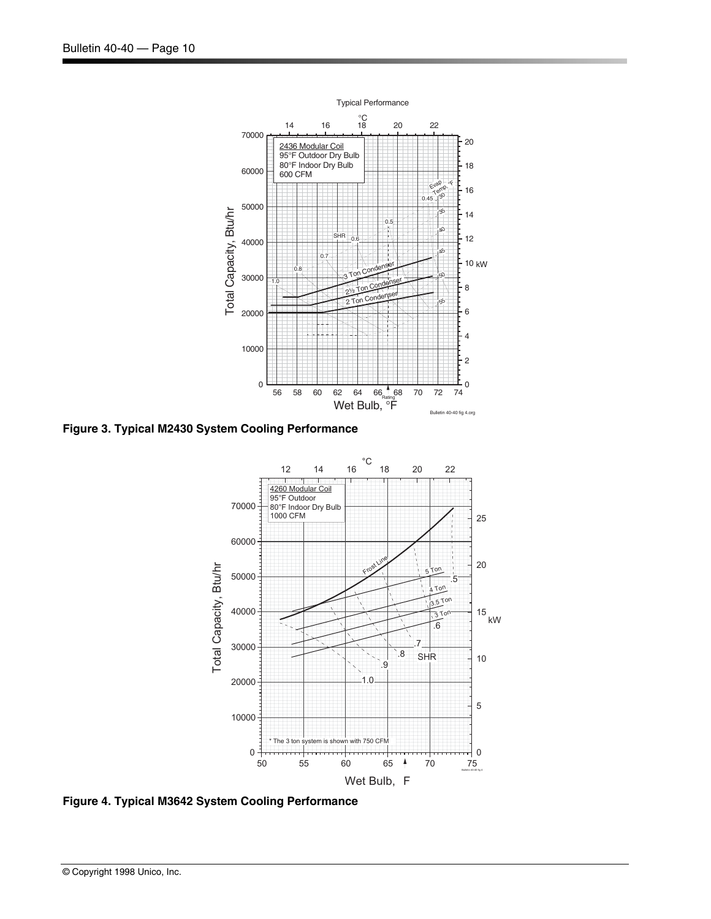Figure 3. Typical M2430 System Cooling Performance

Figure 4. Typical M3642 System Cooling Performance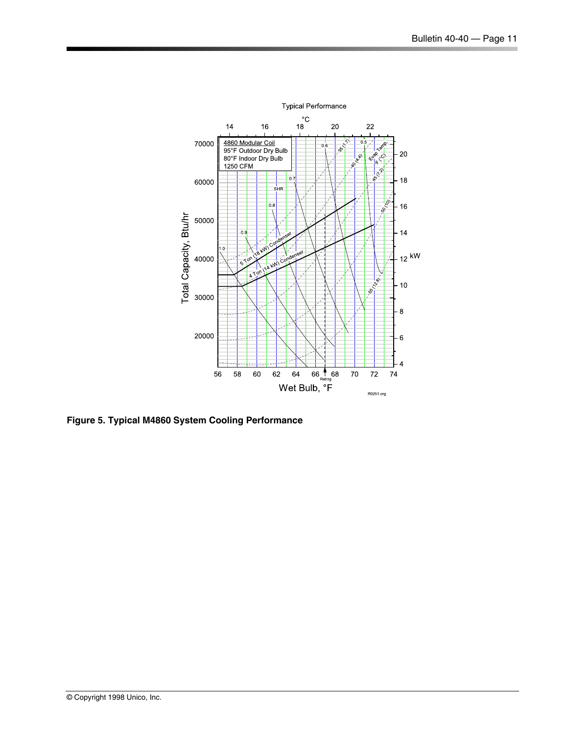Figure 5. Typical M4860 System Cooling Performance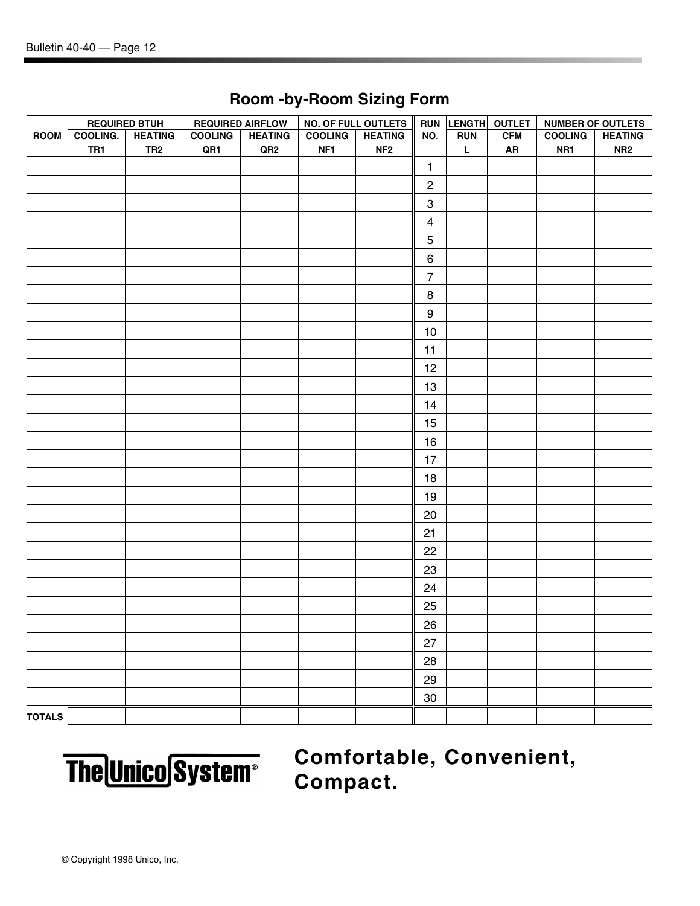## Room -by-Room Sizing Form

| ROOM | REQUIRED BTUH COOLING. TR1 | REQUIRED BTUH HEATING TR2 | REQUIRED AIRFLOW COOLING QR1 | REQUIRED AIRFLOW HEATING QR2 | NO. OF FULL OUTLETS COOLING NF1 | NO. OF FULL OUTLETS HEATING NF2 | RUN NO. | LENGTH RUN L | OUTLET CFM AR | NUMBER OF OUTLETS COOLING NR1 | NUMBER OF OUTLETS HEATING NR2 |
|---|---|---|---|---|---|---|---|---|---|---|---|
| | | | | | | | 1 | | | | |
| | | | | | | | 2 | | | | |
| | | | | | | | 3 | | | | |
| | | | | | | | 4 | | | | |
| | | | | | | | 5 | | | | |
| | | | | | | | 6 | | | | |
| | | | | | | | 7 | | | | |
| | | | | | | | 8 | | | | |
| | | | | | | | 9 | | | | |
| | | | | | | | 10 | | | | |
| | | | | | | | 11 | | | | |
| | | | | | | | 12 | | | | |
| | | | | | | | 13 | | | | |
| | | | | | | | 14 | | | | |
| | | | | | | | 15 | | | | |
| | | | | | | | 16 | | | | |
| | | | | | | | 17 | | | | |
| | | | | | | | 18 | | | | |
| | | | | | | | 19 | | | | |
| | | | | | | | 20 | | | | |
| | | | | | | | 21 | | | | |
| | | | | | | | 22 | | | | |
| | | | | | | | 23 | | | | |
| | | | | | | | 24 | | | | |
| | | | | | | | 25 | | | | |
| | | | | | | | 26 | | | | |
| | | | | | | | 27 | | | | |
| | | | | | | | 28 | | | | |
| | | | | | | | 29 | | | | |
| | | | | | | | 30 | | | | |
| TOTALS | | | | | | | | | | | |

The Unico System®

**Comfortable, Convenient, Compact.**

© Copyright 1998 Unico, Inc.